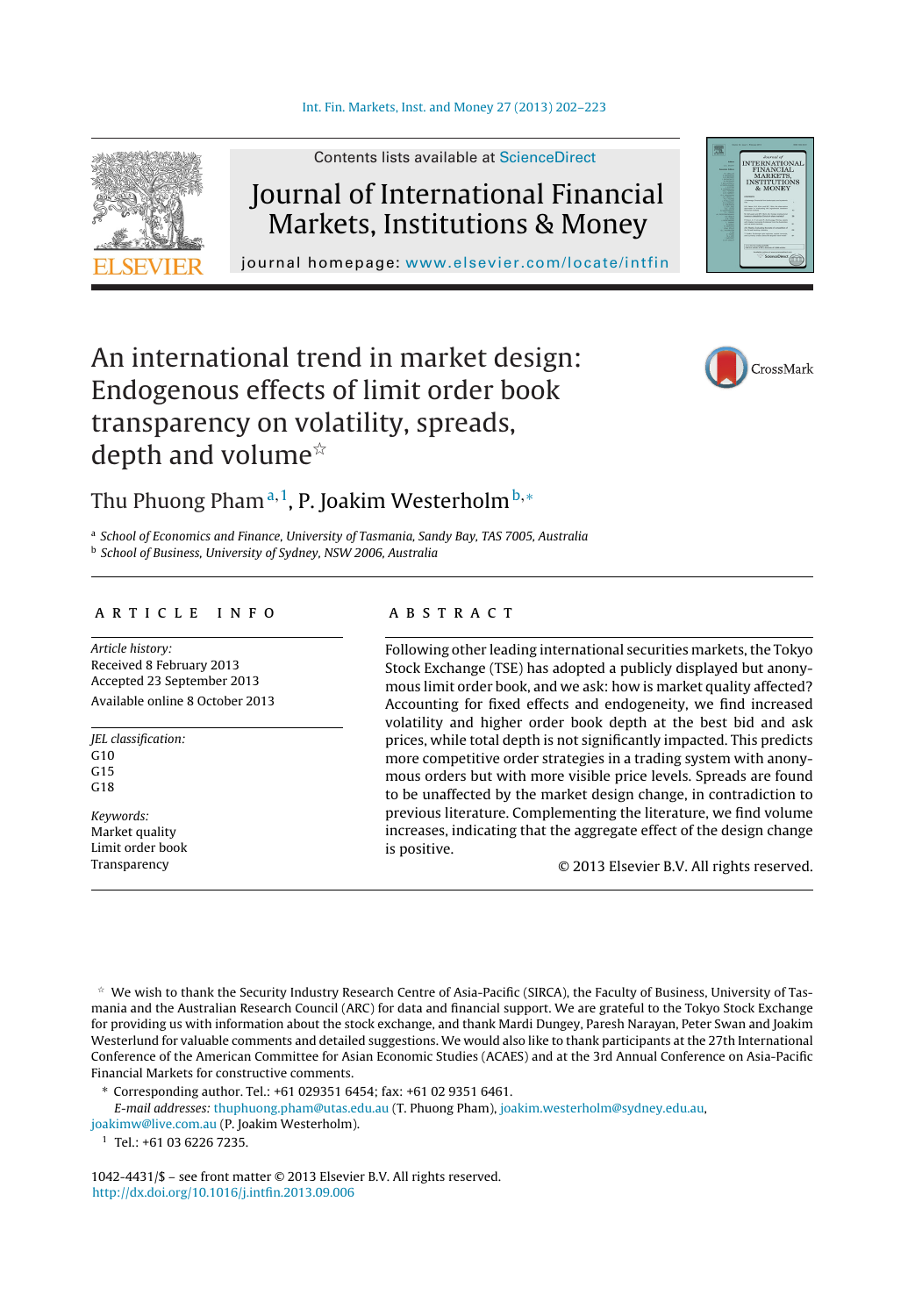# An international trend in market design: Endogenous effects of limit order book transparency on volatility, spreads, depth and volume[☆]

Thu Phuong Pham[a,1], P. Joakim Westerholm[b,*]

[a] *School of Economics and Finance, University of Tasmania, Sandy Bay, TAS 7005, Australia*
[b] *School of Business, University of Sydney, NSW 2006, Australia*

## ARTICLE INFO

*Article history:*
Received 8 February 2013
Accepted 23 September 2013
Available online 8 October 2013

*JEL classification:*
G10
G15
G18

*Keywords:*
Market quality
Limit order book
Transparency

## ABSTRACT

Following other leading international securities markets, the Tokyo Stock Exchange (TSE) has adopted a publicly displayed but anonymous limit order book, and we ask: how is market quality affected? Accounting for fixed effects and endogeneity, we find increased volatility and higher order book depth at the best bid and ask prices, while total depth is not significantly impacted. This predicts more competitive order strategies in a trading system with anonymous orders but with more visible price levels. Spreads are found to be unaffected by the market design change, in contradiction to previous literature. Complementing the literature, we find volume increases, indicating that the aggregate effect of the design change is positive.

© 2013 Elsevier B.V. All rights reserved.

---

☆ We wish to thank the Security Industry Research Centre of Asia-Pacific (SIRCA), the Faculty of Business, University of Tasmania and the Australian Research Council (ARC) for data and financial support. We are grateful to the Tokyo Stock Exchange for providing us with information about the stock exchange, and thank Mardi Dungey, Paresh Narayan, Peter Swan and Joakim Westerlund for valuable comments and detailed suggestions. We would also like to thank participants at the 27th International Conference of the American Committee for Asian Economic Studies (ACAES) and at the 3rd Annual Conference on Asia-Pacific Financial Markets for constructive comments.

\* Corresponding author. Tel.: +61 029351 6454; fax: +61 02 9351 6461.
*E-mail addresses:* thuphuong.pham@utas.edu.au (T. Phuong Pham), joakim.westerholm@sydney.edu.au, joakimw@live.com.au (P. Joakim Westerholm).

[1] Tel.: +61 03 6226 7235.

1042-4431/$ – see front matter © 2013 Elsevier B.V. All rights reserved.
http://dx.doi.org/10.1016/j.intfin.2013.09.006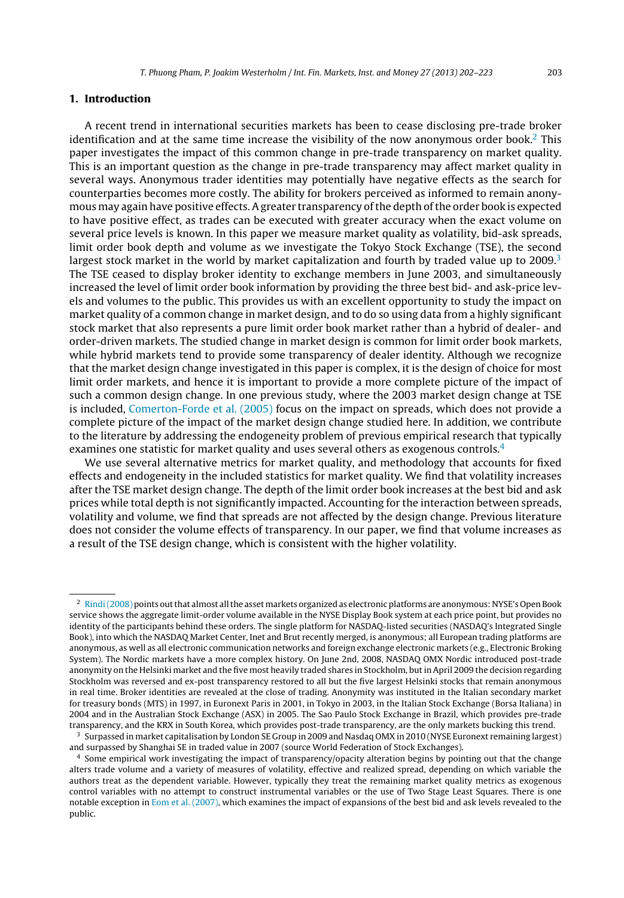## 1. Introduction

A recent trend in international securities markets has been to cease disclosing pre-trade broker identification and at the same time increase the visibility of the now anonymous order book.[2] This paper investigates the impact of this common change in pre-trade transparency on market quality. This is an important question as the change in pre-trade transparency may affect market quality in several ways. Anonymous trader identities may potentially have negative effects as the search for counterparties becomes more costly. The ability for brokers perceived as informed to remain anonymous may again have positive effects. A greater transparency of the depth of the order book is expected to have positive effect, as trades can be executed with greater accuracy when the exact volume on several price levels is known. In this paper we measure market quality as volatility, bid-ask spreads, limit order book depth and volume as we investigate the Tokyo Stock Exchange (TSE), the second largest stock market in the world by market capitalization and fourth by traded value up to 2009.[3] The TSE ceased to display broker identity to exchange members in June 2003, and simultaneously increased the level of limit order book information by providing the three best bid- and ask-price levels and volumes to the public. This provides us with an excellent opportunity to study the impact on market quality of a common change in market design, and to do so using data from a highly significant stock market that also represents a pure limit order book market rather than a hybrid of dealer- and order-driven markets. The studied change in market design is common for limit order book markets, while hybrid markets tend to provide some transparency of dealer identity. Although we recognize that the market design change investigated in this paper is complex, it is the design of choice for most limit order markets, and hence it is important to provide a more complete picture of the impact of such a common design change. In one previous study, where the 2003 market design change at TSE is included, Comerton-Forde et al. (2005) focus on the impact on spreads, which does not provide a complete picture of the impact of the market design change studied here. In addition, we contribute to the literature by addressing the endogeneity problem of previous empirical research that typically examines one statistic for market quality and uses several others as exogenous controls.[4]

We use several alternative metrics for market quality, and methodology that accounts for fixed effects and endogeneity in the included statistics for market quality. We find that volatility increases after the TSE market design change. The depth of the limit order book increases at the best bid and ask prices while total depth is not significantly impacted. Accounting for the interaction between spreads, volatility and volume, we find that spreads are not affected by the design change. Previous literature does not consider the volume effects of transparency. In our paper, we find that volume increases as a result of the TSE design change, which is consistent with the higher volatility.

---

[2] Rindi (2008) points out that almost all the asset markets organized as electronic platforms are anonymous: NYSE's Open Book service shows the aggregate limit-order volume available in the NYSE Display Book system at each price point, but provides no identity of the participants behind these orders. The single platform for NASDAQ-listed securities (NASDAQ's Integrated Single Book), into which the NASDAQ Market Center, Inet and Brut recently merged, is anonymous; all European trading platforms are anonymous, as well as all electronic communication networks and foreign exchange electronic markets (e.g., Electronic Broking System). The Nordic markets have a more complex history. On June 2nd, 2008, NASDAQ OMX Nordic introduced post-trade anonymity on the Helsinki market and the five most heavily traded shares in Stockholm, but in April 2009 the decision regarding Stockholm was reversed and ex-post transparency restored to all but the five largest Helsinki stocks that remain anonymous in real time. Broker identities are revealed at the close of trading. Anonymity was instituted in the Italian secondary market for treasury bonds (MTS) in 1997, in Euronext Paris in 2001, in Tokyo in 2003, in the Italian Stock Exchange (Borsa Italiana) in 2004 and in the Australian Stock Exchange (ASX) in 2005. The Sao Paulo Stock Exchange in Brazil, which provides pre-trade transparency, and the KRX in South Korea, which provides post-trade transparency, are the only markets bucking this trend.

[3] Surpassed in market capitalisation by London SE Group in 2009 and Nasdaq OMX in 2010 (NYSE Euronext remaining largest) and surpassed by Shanghai SE in traded value in 2007 (source World Federation of Stock Exchanges).

[4] Some empirical work investigating the impact of transparency/opacity alteration begins by pointing out that the change alters trade volume and a variety of measures of volatility, effective and realized spread, depending on which variable the authors treat as the dependent variable. However, typically they treat the remaining market quality metrics as exogenous control variables with no attempt to construct instrumental variables or the use of Two Stage Least Squares. There is one notable exception in Eom et al. (2007), which examines the impact of expansions of the best bid and ask levels revealed to the public.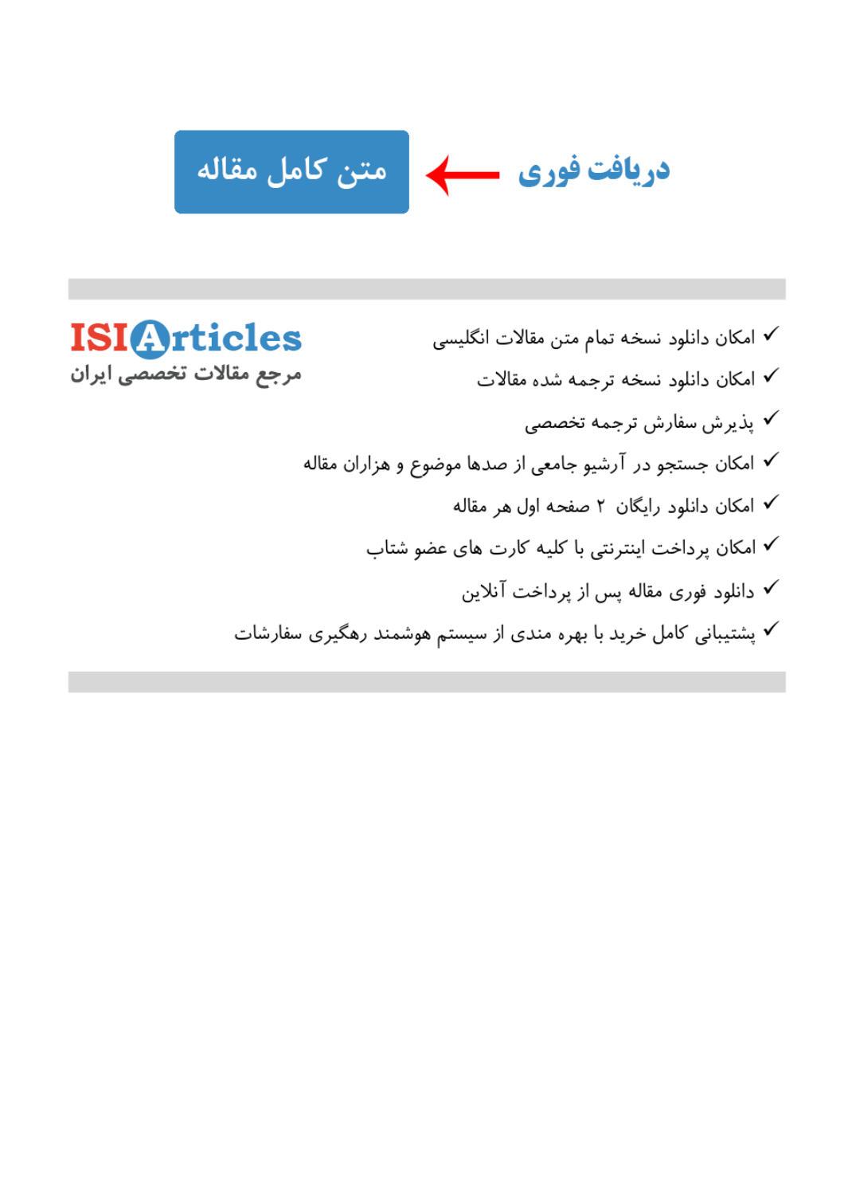دریافت فوری ← **متن کامل مقاله**

**ISIArticles**
مرجع مقالات تخصصی ایران

- ✓ امکان دانلود نسخه تمام متن مقالات انگلیسی
- ✓ امکان دانلود نسخه ترجمه شده مقالات
- ✓ پذیرش سفارش ترجمه تخصصی
- ✓ امکان جستجو در آرشیو جامعی از صدها موضوع و هزاران مقاله
- ✓ امکان دانلود رایگان ۲ صفحه اول هر مقاله
- ✓ امکان پرداخت اینترنتی با کلیه کارت های عضو شتاب
- ✓ دانلود فوری مقاله پس از پرداخت آنلاین
- ✓ پشتیبانی کامل خرید با بهره مندی از سیستم هوشمند رهگیری سفارشات